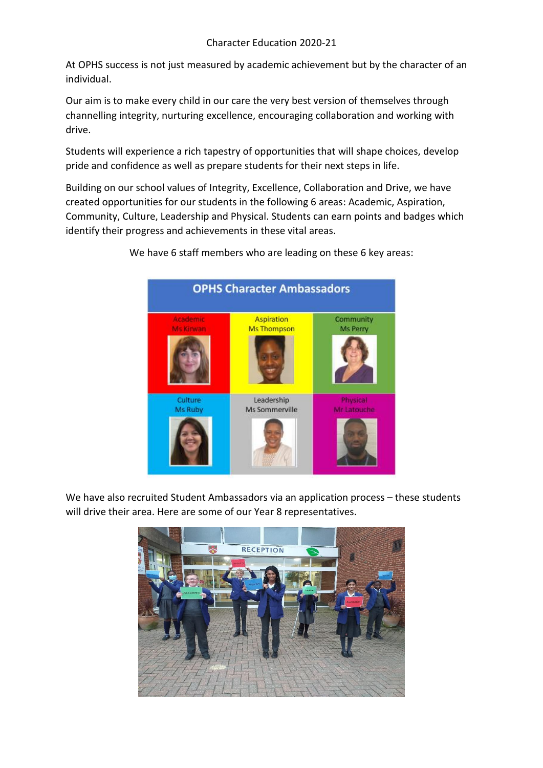# Character Education 2020-21

At OPHS success is not just measured by academic achievement but by the character of an individual.

Our aim is to make every child in our care the very best version of themselves through channelling integrity, nurturing excellence, encouraging collaboration and working with drive.

Students will experience a rich tapestry of opportunities that will shape choices, develop pride and confidence as well as prepare students for their next steps in life.

Building on our school values of Integrity, Excellence, Collaboration and Drive, we have created opportunities for our students in the following 6 areas: Academic, Aspiration, Community, Culture, Leadership and Physical. Students can earn points and badges which identify their progress and achievements in these vital areas.

We have 6 staff members who are leading on these 6 key areas:

**OPHS Character Ambassadors**

| Academic | Aspiration | Community |
|---|---|---|
| Ms Kirwan | Ms Thompson | Ms Perry |

| Culture | Leadership | Physical |
|---|---|---|
| Ms Ruby | Ms Sommerville | Mr Latouche |

We have also recruited Student Ambassadors via an application process – these students will drive their area. Here are some of our Year 8 representatives.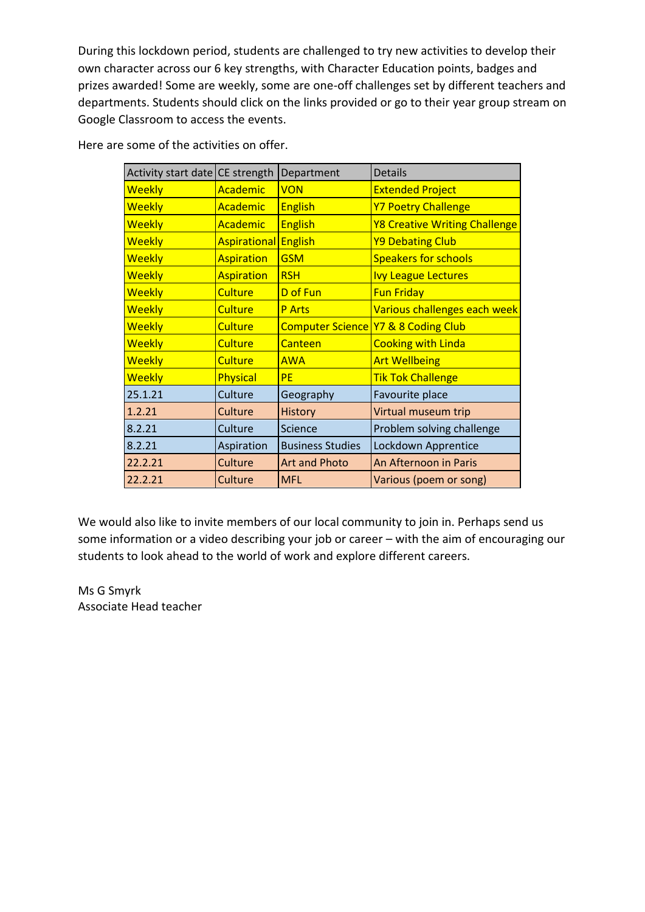During this lockdown period, students are challenged to try new activities to develop their own character across our 6 key strengths, with Character Education points, badges and prizes awarded! Some are weekly, some are one-off challenges set by different teachers and departments. Students should click on the links provided or go to their year group stream on Google Classroom to access the events.

Here are some of the activities on offer.

| Activity start date | CE strength | Department | Details |
|---|---|---|---|
| Weekly | Academic | VON | Extended Project |
| Weekly | Academic | English | Y7 Poetry Challenge |
| Weekly | Academic | English | Y8 Creative Writing Challenge |
| Weekly | Aspirational | English | Y9 Debating Club |
| Weekly | Aspiration | GSM | Speakers for schools |
| Weekly | Aspiration | RSH | Ivy League Lectures |
| Weekly | Culture | D of Fun | Fun Friday |
| Weekly | Culture | P Arts | Various challenges each week |
| Weekly | Culture | Computer Science | Y7 & 8 Coding Club |
| Weekly | Culture | Canteen | Cooking with Linda |
| Weekly | Culture | AWA | Art Wellbeing |
| Weekly | Physical | PE | Tik Tok Challenge |
| 25.1.21 | Culture | Geography | Favourite place |
| 1.2.21 | Culture | History | Virtual museum trip |
| 8.2.21 | Culture | Science | Problem solving challenge |
| 8.2.21 | Aspiration | Business Studies | Lockdown Apprentice |
| 22.2.21 | Culture | Art and Photo | An Afternoon in Paris |
| 22.2.21 | Culture | MFL | Various (poem or song) |

We would also like to invite members of our local community to join in. Perhaps send us some information or a video describing your job or career – with the aim of encouraging our students to look ahead to the world of work and explore different careers.

Ms G Smyrk
Associate Head teacher